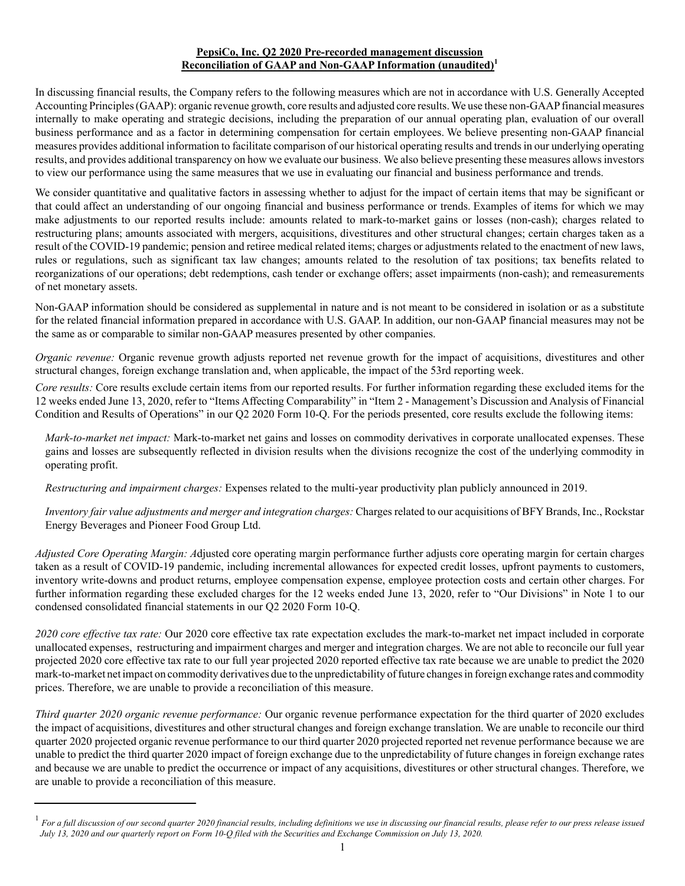**PepsiCo, Inc. Q2 2020 Pre-recorded management discussion**
**Reconciliation of GAAP and Non-GAAP Information (unaudited)[1]**

In discussing financial results, the Company refers to the following measures which are not in accordance with U.S. Generally Accepted Accounting Principles (GAAP): organic revenue growth, core results and adjusted core results. We use these non-GAAP financial measures internally to make operating and strategic decisions, including the preparation of our annual operating plan, evaluation of our overall business performance and as a factor in determining compensation for certain employees. We believe presenting non-GAAP financial measures provides additional information to facilitate comparison of our historical operating results and trends in our underlying operating results, and provides additional transparency on how we evaluate our business. We also believe presenting these measures allows investors to view our performance using the same measures that we use in evaluating our financial and business performance and trends.

We consider quantitative and qualitative factors in assessing whether to adjust for the impact of certain items that may be significant or that could affect an understanding of our ongoing financial and business performance or trends. Examples of items for which we may make adjustments to our reported results include: amounts related to mark-to-market gains or losses (non-cash); charges related to restructuring plans; amounts associated with mergers, acquisitions, divestitures and other structural changes; certain charges taken as a result of the COVID-19 pandemic; pension and retiree medical related items; charges or adjustments related to the enactment of new laws, rules or regulations, such as significant tax law changes; amounts related to the resolution of tax positions; tax benefits related to reorganizations of our operations; debt redemptions, cash tender or exchange offers; asset impairments (non-cash); and remeasurements of net monetary assets.

Non-GAAP information should be considered as supplemental in nature and is not meant to be considered in isolation or as a substitute for the related financial information prepared in accordance with U.S. GAAP. In addition, our non-GAAP financial measures may not be the same as or comparable to similar non-GAAP measures presented by other companies.

*Organic revenue:* Organic revenue growth adjusts reported net revenue growth for the impact of acquisitions, divestitures and other structural changes, foreign exchange translation and, when applicable, the impact of the 53rd reporting week.

*Core results:* Core results exclude certain items from our reported results. For further information regarding these excluded items for the 12 weeks ended June 13, 2020, refer to "Items Affecting Comparability" in "Item 2 - Management's Discussion and Analysis of Financial Condition and Results of Operations" in our Q2 2020 Form 10-Q. For the periods presented, core results exclude the following items:

*Mark-to-market net impact:* Mark-to-market net gains and losses on commodity derivatives in corporate unallocated expenses. These gains and losses are subsequently reflected in division results when the divisions recognize the cost of the underlying commodity in operating profit.

*Restructuring and impairment charges:* Expenses related to the multi-year productivity plan publicly announced in 2019.

*Inventory fair value adjustments and merger and integration charges:* Charges related to our acquisitions of BFY Brands, Inc., Rockstar Energy Beverages and Pioneer Food Group Ltd.

*Adjusted Core Operating Margin: A*djusted core operating margin performance further adjusts core operating margin for certain charges taken as a result of COVID-19 pandemic, including incremental allowances for expected credit losses, upfront payments to customers, inventory write-downs and product returns, employee compensation expense, employee protection costs and certain other charges. For further information regarding these excluded charges for the 12 weeks ended June 13, 2020, refer to "Our Divisions" in Note 1 to our condensed consolidated financial statements in our Q2 2020 Form 10-Q.

*2020 core effective tax rate:* Our 2020 core effective tax rate expectation excludes the mark-to-market net impact included in corporate unallocated expenses, restructuring and impairment charges and merger and integration charges. We are not able to reconcile our full year projected 2020 core effective tax rate to our full year projected 2020 reported effective tax rate because we are unable to predict the 2020 mark-to-market net impact on commodity derivatives due to the unpredictability of future changes in foreign exchange rates and commodity prices. Therefore, we are unable to provide a reconciliation of this measure.

*Third quarter 2020 organic revenue performance:* Our organic revenue performance expectation for the third quarter of 2020 excludes the impact of acquisitions, divestitures and other structural changes and foreign exchange translation. We are unable to reconcile our third quarter 2020 projected organic revenue performance to our third quarter 2020 projected reported net revenue performance because we are unable to predict the third quarter 2020 impact of foreign exchange due to the unpredictability of future changes in foreign exchange rates and because we are unable to predict the occurrence or impact of any acquisitions, divestitures or other structural changes. Therefore, we are unable to provide a reconciliation of this measure.

---

[1] *For a full discussion of our second quarter 2020 financial results, including definitions we use in discussing our financial results, please refer to our press release issued July 13, 2020 and our quarterly report on Form 10-Q filed with the Securities and Exchange Commission on July 13, 2020.*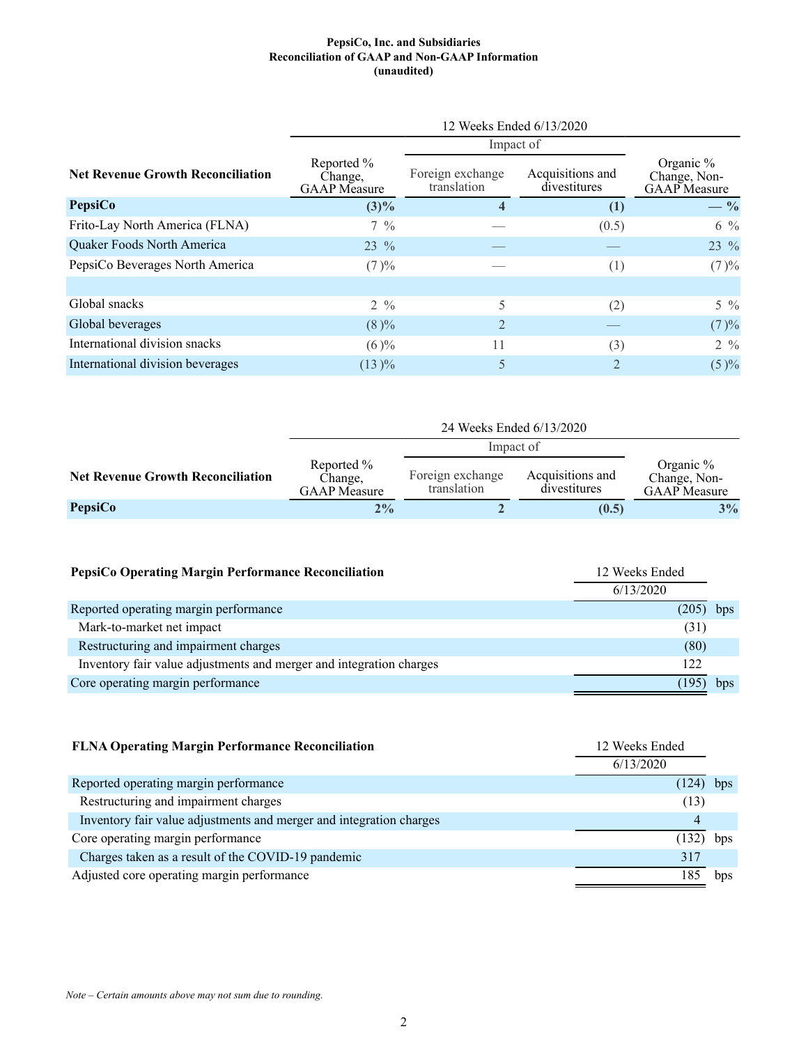**PepsiCo, Inc. and Subsidiaries**
**Reconciliation of GAAP and Non-GAAP Information**
**(unaudited)**

| | 12 Weeks Ended 6/13/2020 | | | |
|---|---|---|---|---|
| | | Impact of | | |
| **Net Revenue Growth Reconciliation** | Reported % Change, GAAP Measure | Foreign exchange translation | Acquisitions and divestitures | Organic % Change, Non-GAAP Measure |
| **PepsiCo** | **(3)%** | **4** | **(1)** | **— %** |
| Frito-Lay North America (FLNA) | 7 % | — | (0.5) | 6 % |
| Quaker Foods North America | 23 % | — | — | 23 % |
| PepsiCo Beverages North America | (7)% | — | (1) | (7)% |
| | | | | |
| Global snacks | 2 % | 5 | (2) | 5 % |
| Global beverages | (8)% | 2 | — | (7)% |
| International division snacks | (6)% | 11 | (3) | 2 % |
| International division beverages | (13)% | 5 | 2 | (5)% |

| | 24 Weeks Ended 6/13/2020 | | | |
|---|---|---|---|---|
| | | Impact of | | |
| **Net Revenue Growth Reconciliation** | Reported % Change, GAAP Measure | Foreign exchange translation | Acquisitions and divestitures | Organic % Change, Non-GAAP Measure |
| **PepsiCo** | **2%** | **2** | **(0.5)** | **3%** |

| **PepsiCo Operating Margin Performance Reconciliation** | 12 Weeks Ended 6/13/2020 | |
|---|---|---|
| Reported operating margin performance | (205) | bps |
| Mark-to-market net impact | (31) | |
| Restructuring and impairment charges | (80) | |
| Inventory fair value adjustments and merger and integration charges | 122 | |
| Core operating margin performance | (195) | bps |

| **FLNA Operating Margin Performance Reconciliation** | 12 Weeks Ended 6/13/2020 | |
|---|---|---|
| Reported operating margin performance | (124) | bps |
| Restructuring and impairment charges | (13) | |
| Inventory fair value adjustments and merger and integration charges | 4 | |
| Core operating margin performance | (132) | bps |
| Charges taken as a result of the COVID-19 pandemic | 317 | |
| Adjusted core operating margin performance | 185 | bps |

*Note – Certain amounts above may not sum due to rounding.*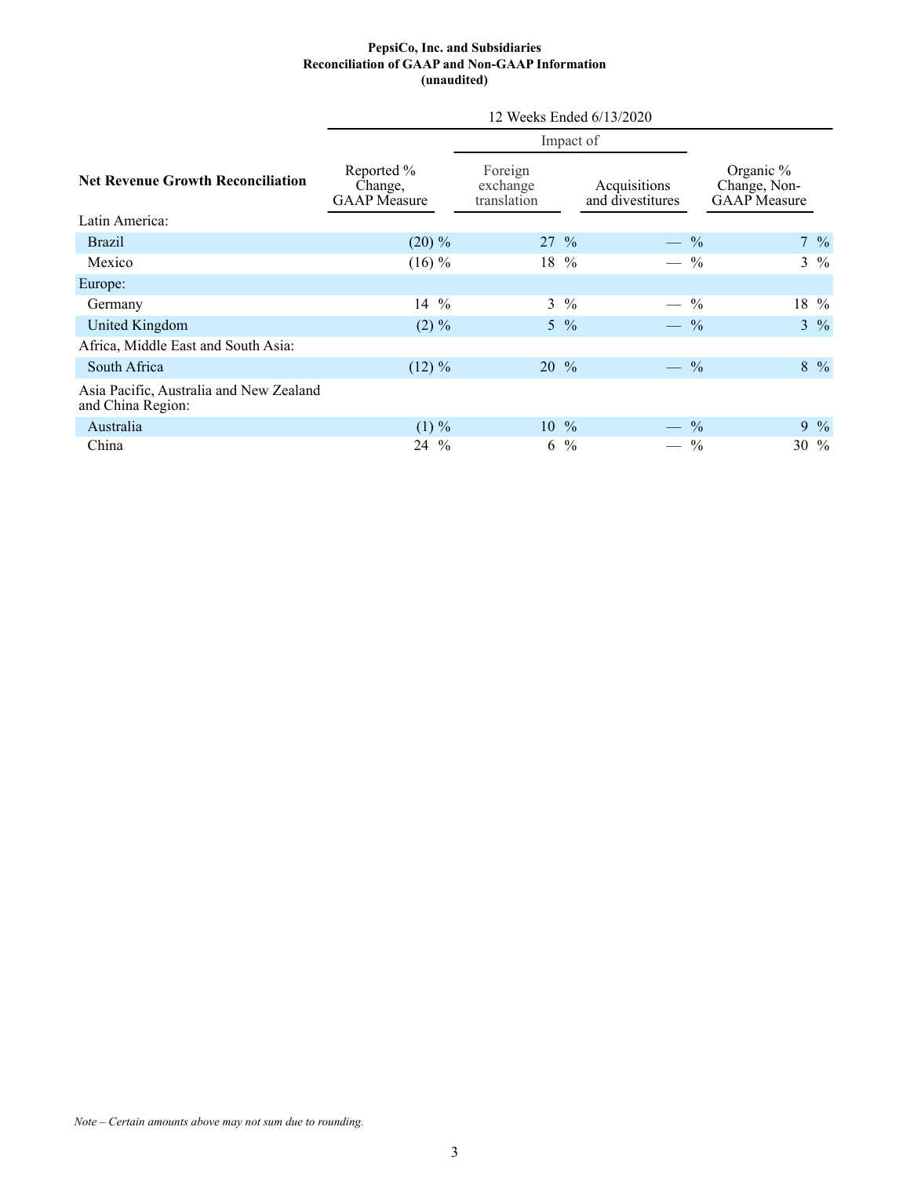**PepsiCo, Inc. and Subsidiaries**
**Reconciliation of GAAP and Non-GAAP Information**
**(unaudited)**

| | 12 Weeks Ended 6/13/2020 | | | |
|---|---|---|---|---|
| | | Impact of | | |
| **Net Revenue Growth Reconciliation** | Reported % Change, GAAP Measure | Foreign exchange translation | Acquisitions and divestitures | Organic % Change, Non-GAAP Measure |
| Latin America: | | | | |
| Brazil | (20) % | 27 % | — % | 7 % |
| Mexico | (16) % | 18 % | — % | 3 % |
| Europe: | | | | |
| Germany | 14 % | 3 % | — % | 18 % |
| United Kingdom | (2) % | 5 % | — % | 3 % |
| Africa, Middle East and South Asia: | | | | |
| South Africa | (12) % | 20 % | — % | 8 % |
| Asia Pacific, Australia and New Zealand and China Region: | | | | |
| Australia | (1) % | 10 % | — % | 9 % |
| China | 24 % | 6 % | — % | 30 % |

*Note – Certain amounts above may not sum due to rounding.*